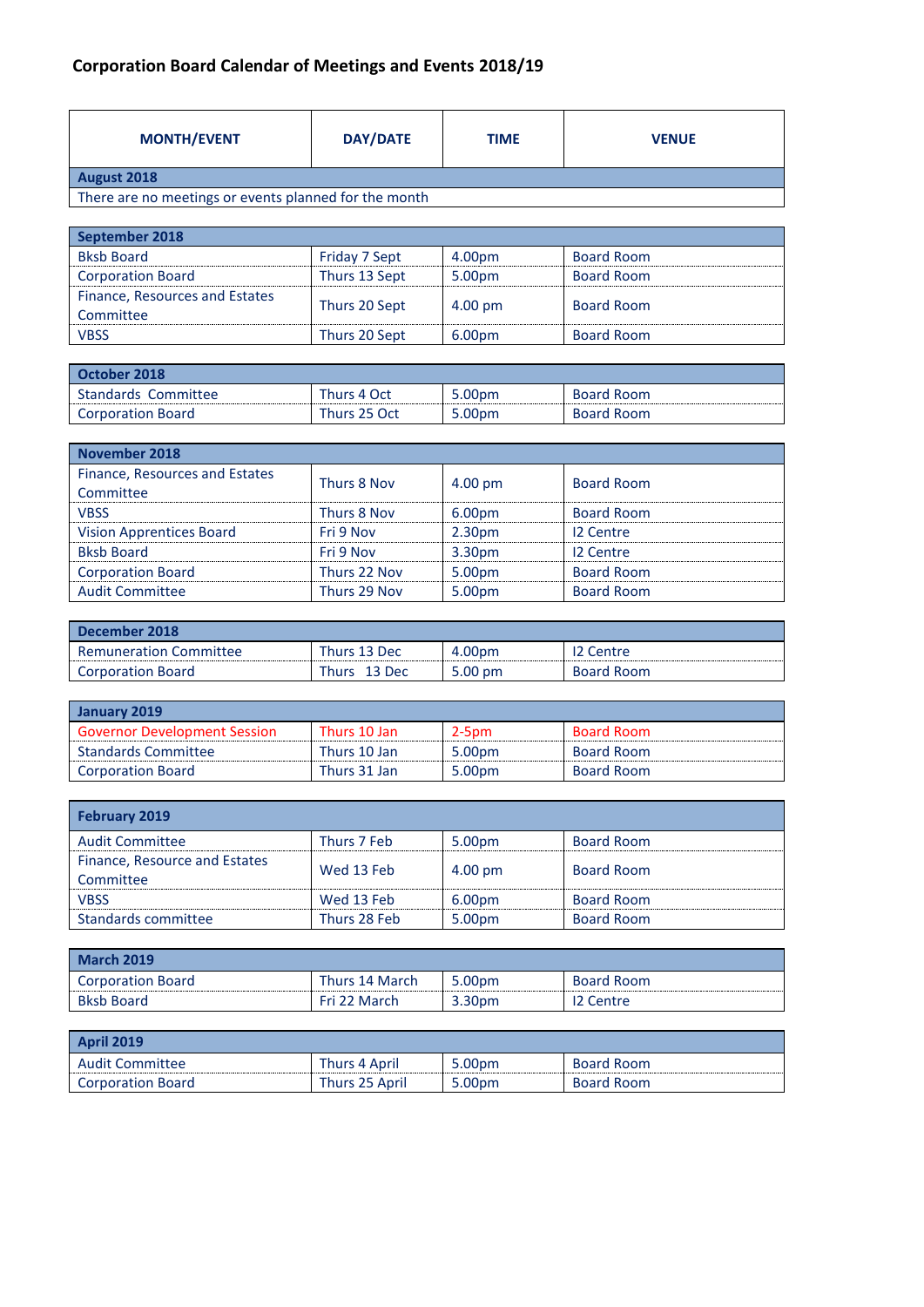# Corporation Board Calendar of Meetings and Events 2018/19

| MONTH/EVENT | DAY/DATE | TIME | VENUE |
|---|---|---|---|
| **August 2018** | | | |
| There are no meetings or events planned for the month | | | |
| **September 2018** | | | |
| Bksb Board | Friday 7 Sept | 4.00pm | Board Room |
| Corporation Board | Thurs 13 Sept | 5.00pm | Board Room |
| Finance, Resources and Estates Committee | Thurs 20 Sept | 4.00 pm | Board Room |
| VBSS | Thurs 20 Sept | 6.00pm | Board Room |
| **October 2018** | | | |
| Standards Committee | Thurs 4 Oct | 5.00pm | Board Room |
| Corporation Board | Thurs 25 Oct | 5.00pm | Board Room |
| **November 2018** | | | |
| Finance, Resources and Estates Committee | Thurs 8 Nov | 4.00 pm | Board Room |
| VBSS | Thurs 8 Nov | 6.00pm | Board Room |
| Vision Apprentices Board | Fri 9 Nov | 2.30pm | I2 Centre |
| Bksb Board | Fri 9 Nov | 3.30pm | I2 Centre |
| Corporation Board | Thurs 22 Nov | 5.00pm | Board Room |
| Audit Committee | Thurs 29 Nov | 5.00pm | Board Room |
| **December 2018** | | | |
| Remuneration Committee | Thurs 13 Dec | 4.00pm | I2 Centre |
| Corporation Board | Thurs 13 Dec | 5.00 pm | Board Room |
| **January 2019** | | | |
| Governor Development Session | Thurs 10 Jan | 2-5pm | Board Room |
| Standards Committee | Thurs 10 Jan | 5.00pm | Board Room |
| Corporation Board | Thurs 31 Jan | 5.00pm | Board Room |
| **February 2019** | | | |
| Audit Committee | Thurs 7 Feb | 5.00pm | Board Room |
| Finance, Resource and Estates Committee | Wed 13 Feb | 4.00 pm | Board Room |
| VBSS | Wed 13 Feb | 6.00pm | Board Room |
| Standards committee | Thurs 28 Feb | 5.00pm | Board Room |
| **March 2019** | | | |
| Corporation Board | Thurs 14 March | 5.00pm | Board Room |
| Bksb Board | Fri 22 March | 3.30pm | I2 Centre |
| **April 2019** | | | |
| Audit Committee | Thurs 4 April | 5.00pm | Board Room |
| Corporation Board | Thurs 25 April | 5.00pm | Board Room |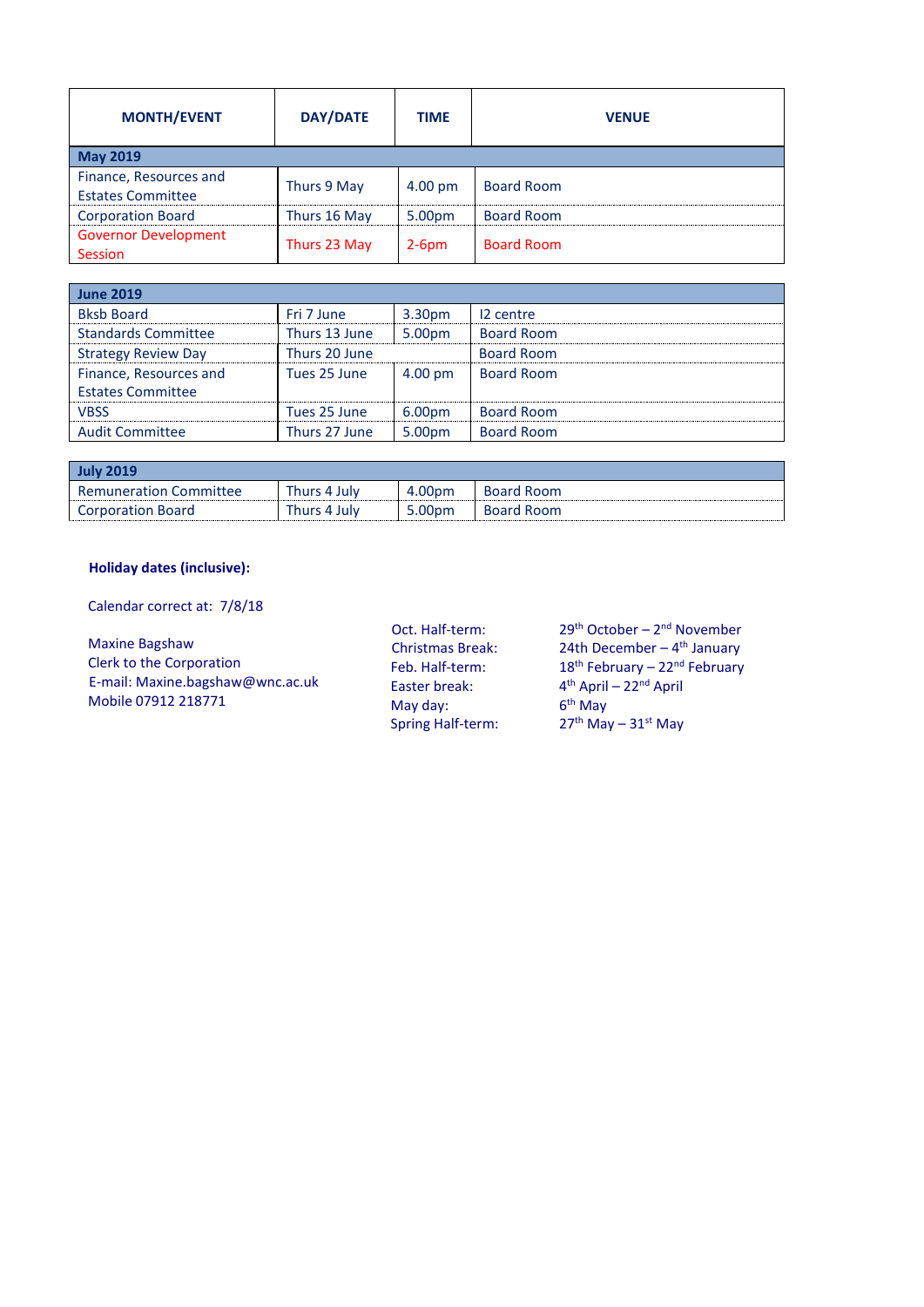| MONTH/EVENT | DAY/DATE | TIME | VENUE |
|---|---|---|---|
| **May 2019** | | | |
| Finance, Resources and Estates Committee | Thurs 9 May | 4.00 pm | Board Room |
| Corporation Board | Thurs 16 May | 5.00pm | Board Room |
| Governor Development Session | Thurs 23 May | 2-6pm | Board Room |
| **June 2019** | | | |
| Bksb Board | Fri 7 June | 3.30pm | I2 centre |
| Standards Committee | Thurs 13 June | 5.00pm | Board Room |
| Strategy Review Day | Thurs 20 June | | Board Room |
| Finance, Resources and Estates Committee | Tues 25 June | 4.00 pm | Board Room |
| VBSS | Tues 25 June | 6.00pm | Board Room |
| Audit Committee | Thurs 27 June | 5.00pm | Board Room |
| **July 2019** | | | |
| Remuneration Committee | Thurs 4 July | 4.00pm | Board Room |
| Corporation Board | Thurs 4 July | 5.00pm | Board Room |

**Holiday dates (inclusive):**

Calendar correct at: 7/8/18

Maxine Bagshaw
Clerk to the Corporation
E-mail: Maxine.bagshaw@wnc.ac.uk
Mobile 07912 218771

| | |
|---|---|
| Oct. Half-term: | 29th October – 2nd November |
| Christmas Break: | 24th December – 4th January |
| Feb. Half-term: | 18th February – 22nd February |
| Easter break: | 4th April – 22nd April |
| May day: | 6th May |
| Spring Half-term: | 27th May – 31st May |